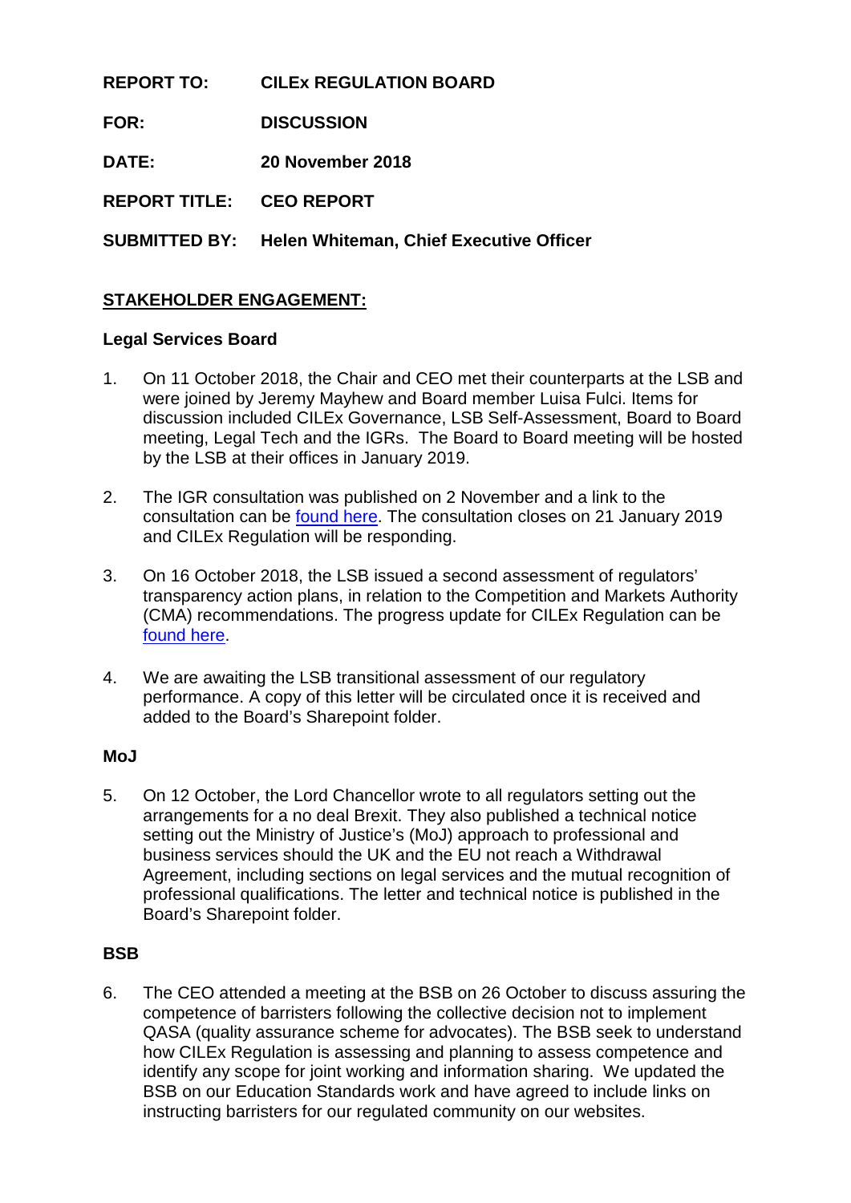**REPORT TO:** **CILEx REGULATION BOARD**

**FOR:** **DISCUSSION**

**DATE:** **20 November 2018**

**REPORT TITLE:** **CEO REPORT**

**SUBMITTED BY:** **Helen Whiteman, Chief Executive Officer**

## STAKEHOLDER ENGAGEMENT:

### Legal Services Board

1. On 11 October 2018, the Chair and CEO met their counterparts at the LSB and were joined by Jeremy Mayhew and Board member Luisa Fulci. Items for discussion included CILEx Governance, LSB Self-Assessment, Board to Board meeting, Legal Tech and the IGRs. The Board to Board meeting will be hosted by the LSB at their offices in January 2019.

2. The IGR consultation was published on 2 November and a link to the consultation can be found here. The consultation closes on 21 January 2019 and CILEx Regulation will be responding.

3. On 16 October 2018, the LSB issued a second assessment of regulators' transparency action plans, in relation to the Competition and Markets Authority (CMA) recommendations. The progress update for CILEx Regulation can be found here.

4. We are awaiting the LSB transitional assessment of our regulatory performance. A copy of this letter will be circulated once it is received and added to the Board's Sharepoint folder.

### MoJ

5. On 12 October, the Lord Chancellor wrote to all regulators setting out the arrangements for a no deal Brexit. They also published a technical notice setting out the Ministry of Justice's (MoJ) approach to professional and business services should the UK and the EU not reach a Withdrawal Agreement, including sections on legal services and the mutual recognition of professional qualifications. The letter and technical notice is published in the Board's Sharepoint folder.

### BSB

6. The CEO attended a meeting at the BSB on 26 October to discuss assuring the competence of barristers following the collective decision not to implement QASA (quality assurance scheme for advocates). The BSB seek to understand how CILEx Regulation is assessing and planning to assess competence and identify any scope for joint working and information sharing. We updated the BSB on our Education Standards work and have agreed to include links on instructing barristers for our regulated community on our websites.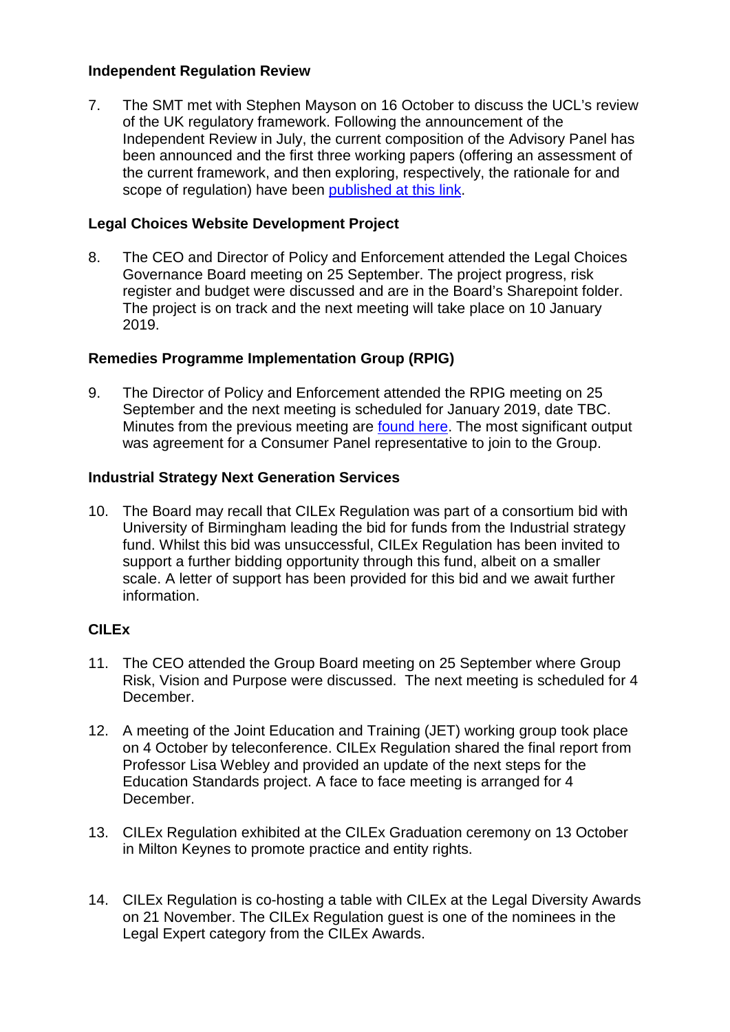**Independent Regulation Review**

7. The SMT met with Stephen Mayson on 16 October to discuss the UCL's review of the UK regulatory framework. Following the announcement of the Independent Review in July, the current composition of the Advisory Panel has been announced and the first three working papers (offering an assessment of the current framework, and then exploring, respectively, the rationale for and scope of regulation) have been published at this link.

**Legal Choices Website Development Project**

8. The CEO and Director of Policy and Enforcement attended the Legal Choices Governance Board meeting on 25 September. The project progress, risk register and budget were discussed and are in the Board's Sharepoint folder. The project is on track and the next meeting will take place on 10 January 2019.

**Remedies Programme Implementation Group (RPIG)**

9. The Director of Policy and Enforcement attended the RPIG meeting on 25 September and the next meeting is scheduled for January 2019, date TBC. Minutes from the previous meeting are found here. The most significant output was agreement for a Consumer Panel representative to join to the Group.

**Industrial Strategy Next Generation Services**

10. The Board may recall that CILEx Regulation was part of a consortium bid with University of Birmingham leading the bid for funds from the Industrial strategy fund. Whilst this bid was unsuccessful, CILEx Regulation has been invited to support a further bidding opportunity through this fund, albeit on a smaller scale. A letter of support has been provided for this bid and we await further information.

**CILEx**

11. The CEO attended the Group Board meeting on 25 September where Group Risk, Vision and Purpose were discussed. The next meeting is scheduled for 4 December.

12. A meeting of the Joint Education and Training (JET) working group took place on 4 October by teleconference. CILEx Regulation shared the final report from Professor Lisa Webley and provided an update of the next steps for the Education Standards project. A face to face meeting is arranged for 4 December.

13. CILEx Regulation exhibited at the CILEx Graduation ceremony on 13 October in Milton Keynes to promote practice and entity rights.

14. CILEx Regulation is co-hosting a table with CILEx at the Legal Diversity Awards on 21 November. The CILEx Regulation guest is one of the nominees in the Legal Expert category from the CILEx Awards.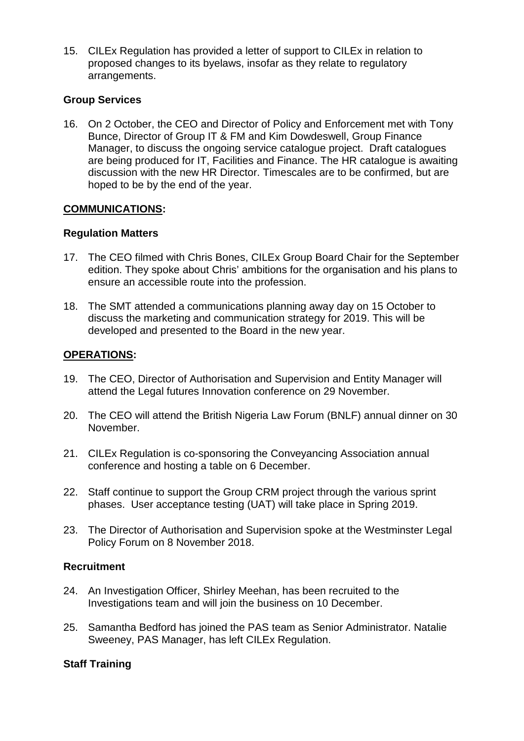15. CILEx Regulation has provided a letter of support to CILEx in relation to proposed changes to its byelaws, insofar as they relate to regulatory arrangements.

**Group Services**

16. On 2 October, the CEO and Director of Policy and Enforcement met with Tony Bunce, Director of Group IT & FM and Kim Dowdeswell, Group Finance Manager, to discuss the ongoing service catalogue project. Draft catalogues are being produced for IT, Facilities and Finance. The HR catalogue is awaiting discussion with the new HR Director. Timescales are to be confirmed, but are hoped to be by the end of the year.

**<u>COMMUNICATIONS</u>:**

**Regulation Matters**

17. The CEO filmed with Chris Bones, CILEx Group Board Chair for the September edition. They spoke about Chris' ambitions for the organisation and his plans to ensure an accessible route into the profession.

18. The SMT attended a communications planning away day on 15 October to discuss the marketing and communication strategy for 2019. This will be developed and presented to the Board in the new year.

**<u>OPERATIONS</u>:**

19. The CEO, Director of Authorisation and Supervision and Entity Manager will attend the Legal futures Innovation conference on 29 November.

20. The CEO will attend the British Nigeria Law Forum (BNLF) annual dinner on 30 November.

21. CILEx Regulation is co-sponsoring the Conveyancing Association annual conference and hosting a table on 6 December.

22. Staff continue to support the Group CRM project through the various sprint phases. User acceptance testing (UAT) will take place in Spring 2019.

23. The Director of Authorisation and Supervision spoke at the Westminster Legal Policy Forum on 8 November 2018.

**Recruitment**

24. An Investigation Officer, Shirley Meehan, has been recruited to the Investigations team and will join the business on 10 December.

25. Samantha Bedford has joined the PAS team as Senior Administrator. Natalie Sweeney, PAS Manager, has left CILEx Regulation.

**Staff Training**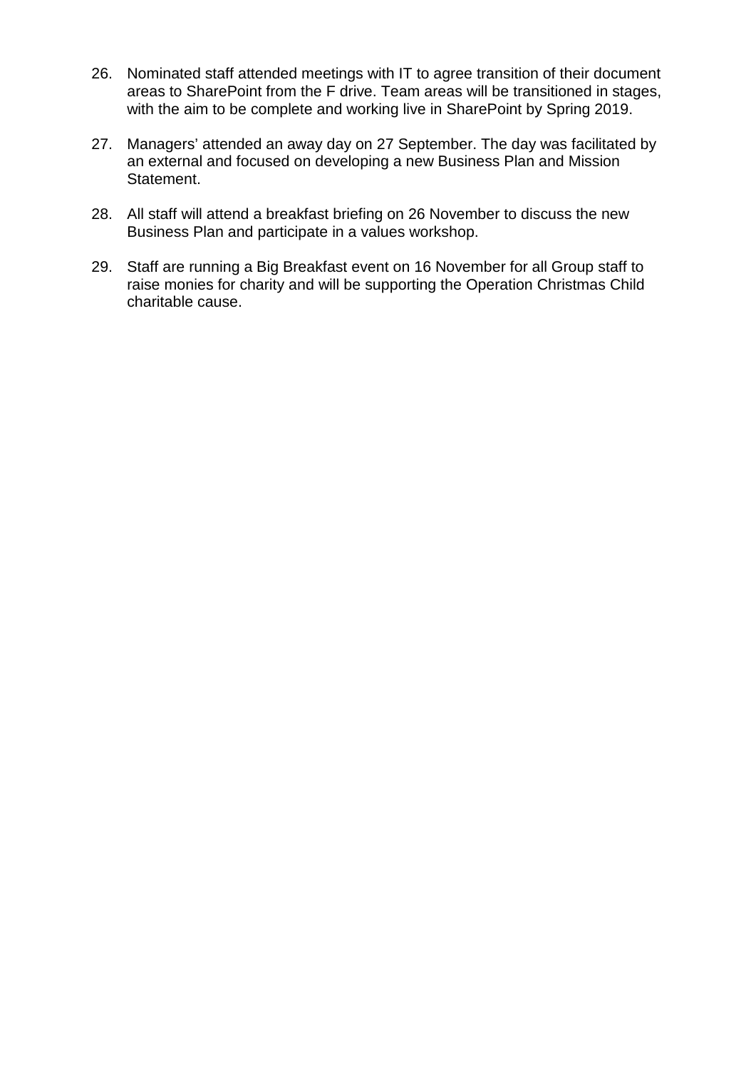26. Nominated staff attended meetings with IT to agree transition of their document areas to SharePoint from the F drive. Team areas will be transitioned in stages, with the aim to be complete and working live in SharePoint by Spring 2019.

27. Managers' attended an away day on 27 September. The day was facilitated by an external and focused on developing a new Business Plan and Mission Statement.

28. All staff will attend a breakfast briefing on 26 November to discuss the new Business Plan and participate in a values workshop.

29. Staff are running a Big Breakfast event on 16 November for all Group staff to raise monies for charity and will be supporting the Operation Christmas Child charitable cause.